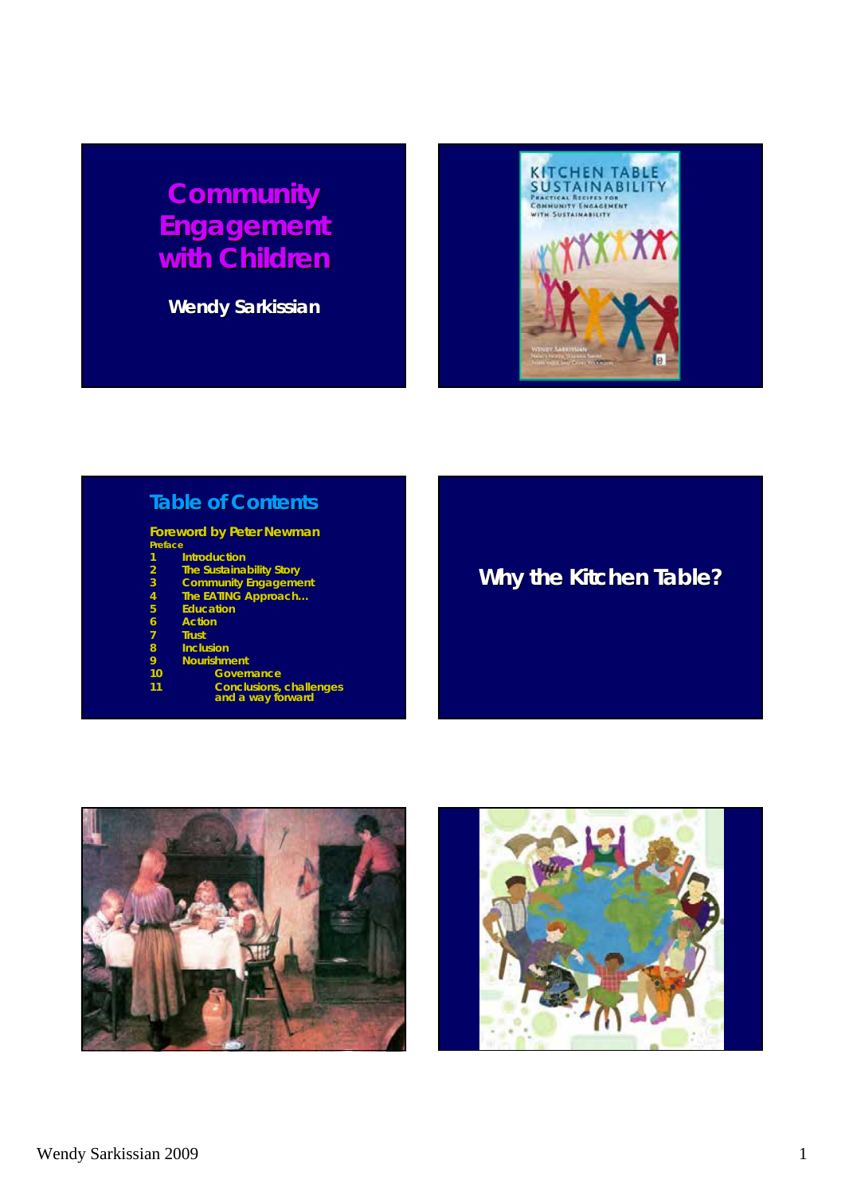# Community Engagement with Children

**Wendy Sarkissian**

## Table of Contents

**Foreword by Peter Newman**

Preface

1. Introduction
2. The Sustainability Story
3. Community Engagement
4. The EATING Approach…
5. Education
6. Action
7. Trust
8. Inclusion
9. Nourishment
10. Governance
11. Conclusions, challenges and a way forward

## Why the Kitchen Table?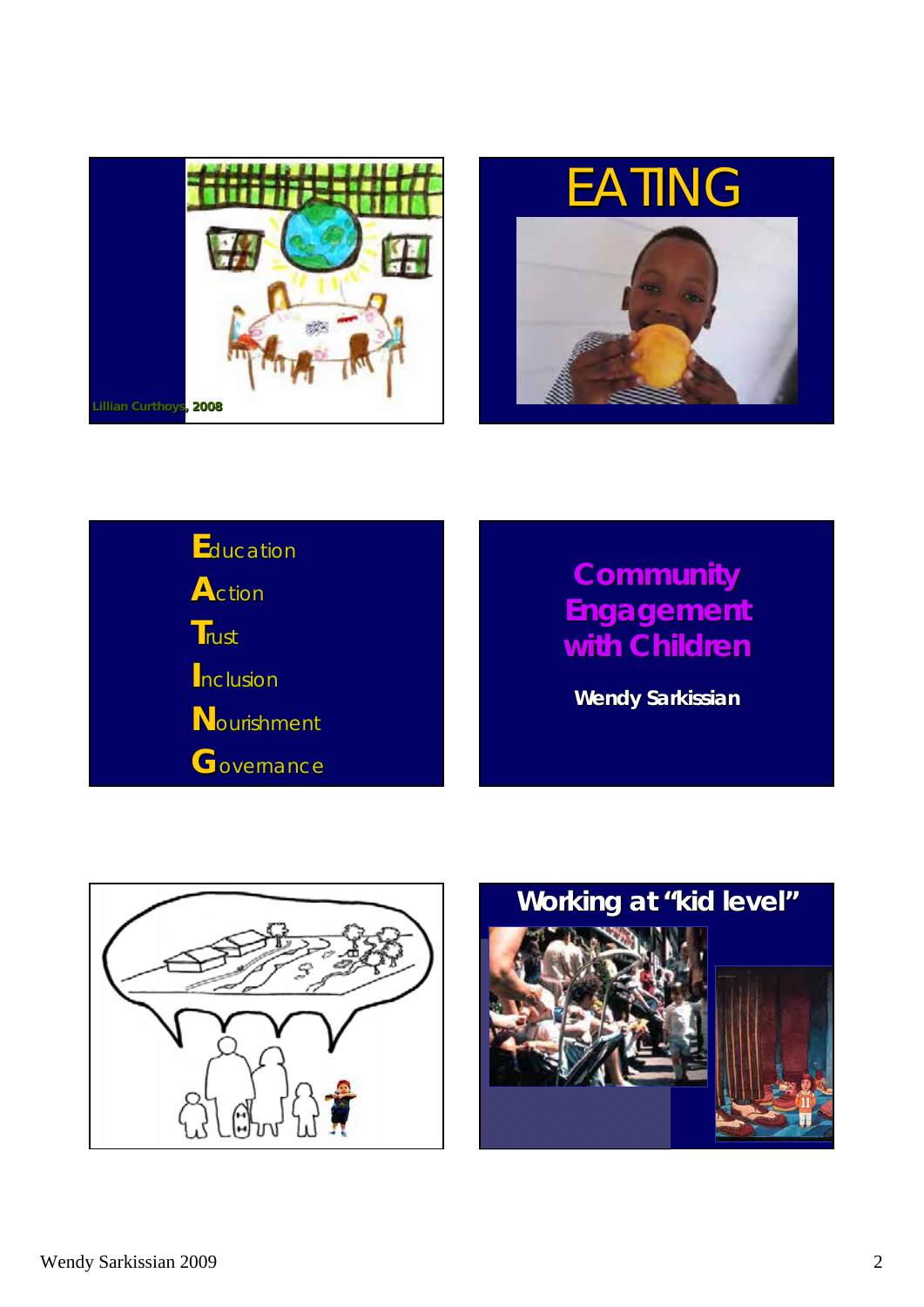Lillian Curthoys, 2008

# EATING

**E**ducation
**A**ction
**T**rust
**I**nclusion
**N**ourishment
**G**overnance

## Community Engagement with Children

**Wendy Sarkissian**

## Working at "kid level"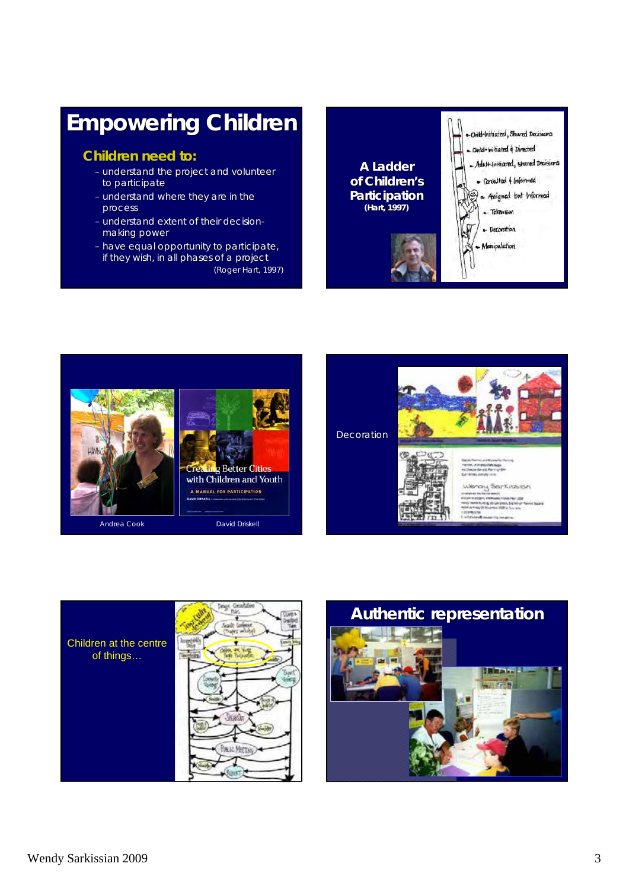## Empowering Children

**Children need to:**

- understand the project and volunteer to participate
- understand where they are in the process
- understand extent of their decision-making power
- have equal opportunity to participate, if they wish, in all phases of a project

(Roger Hart, 1997)

**A Ladder of Children's Participation**
**(Hart, 1997)**

- Child-Initiated, Shared Decisions
- Child-Initiated & Directed
- Adult-Initiated, Shared Decisions
- Consulted & Informed
- Assigned but Informed
- Tokenism
- Decoration
- Manipulation

Andrea Cook

David Driskell

Decoration

Children at the centre of things…

## Authentic representation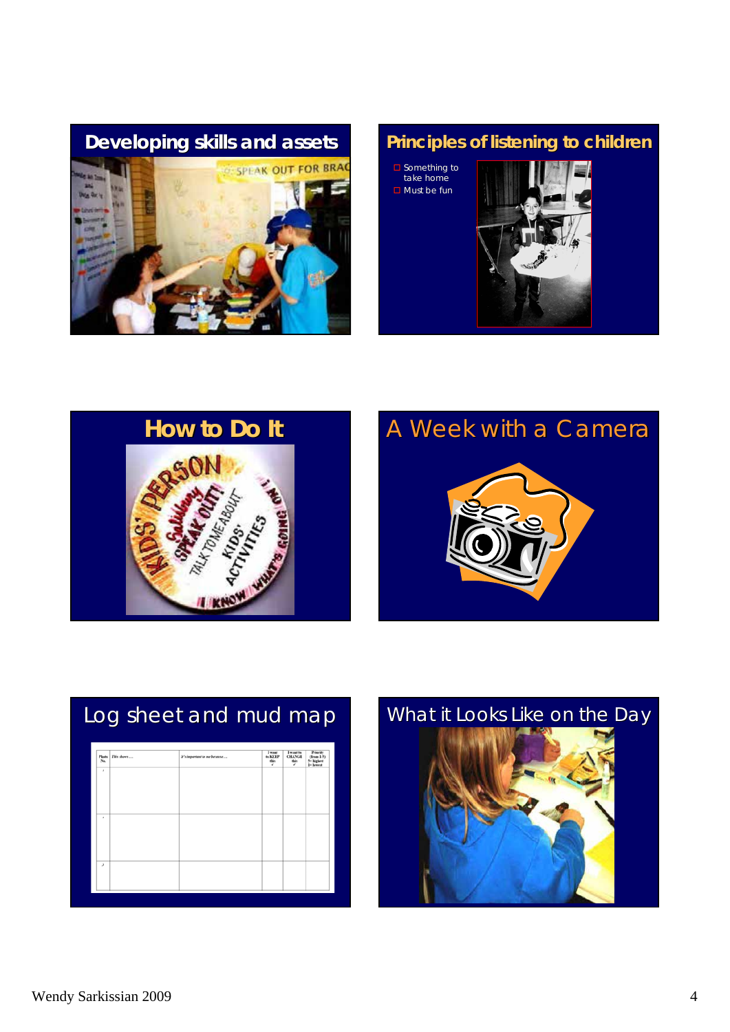## Developing skills and assets

## Principles of listening to children

- Something to take home
- Must be fun

## How to Do It

## A Week with a Camera

## Log sheet and mud map

| Photo No. | This shows… | It's important to me because… | I want to KEEP this ✓ | I want to CHANGE this ✓ | Priority (from 1-5) 5= highest 1= lowest |
|---|---|---|---|---|---|
| 1 | | | | | |
| 2 | | | | | |
| 3 | | | | | |

## What it Looks Like on the Day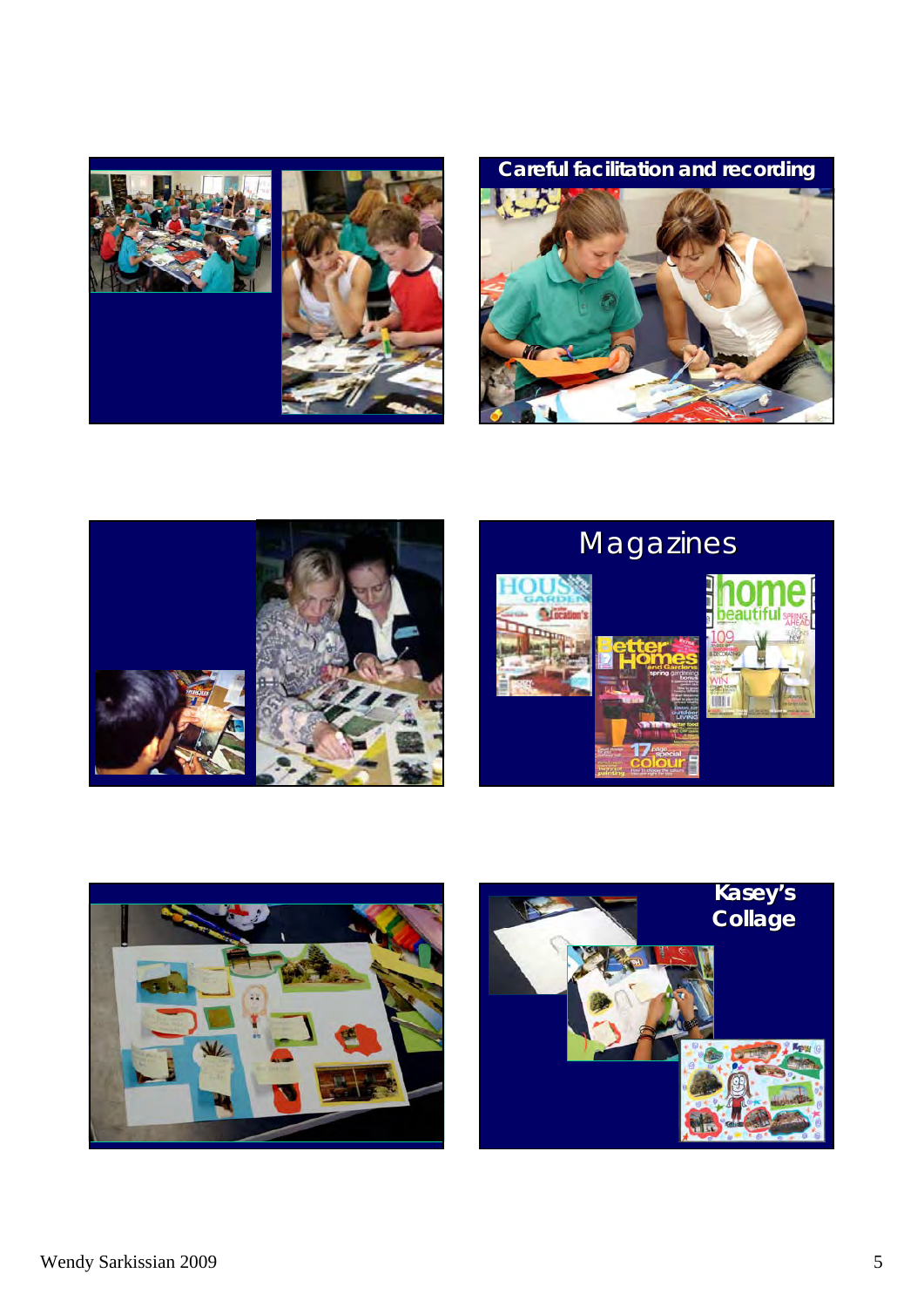Careful facilitation and recording

Magazines

Kasey's Collage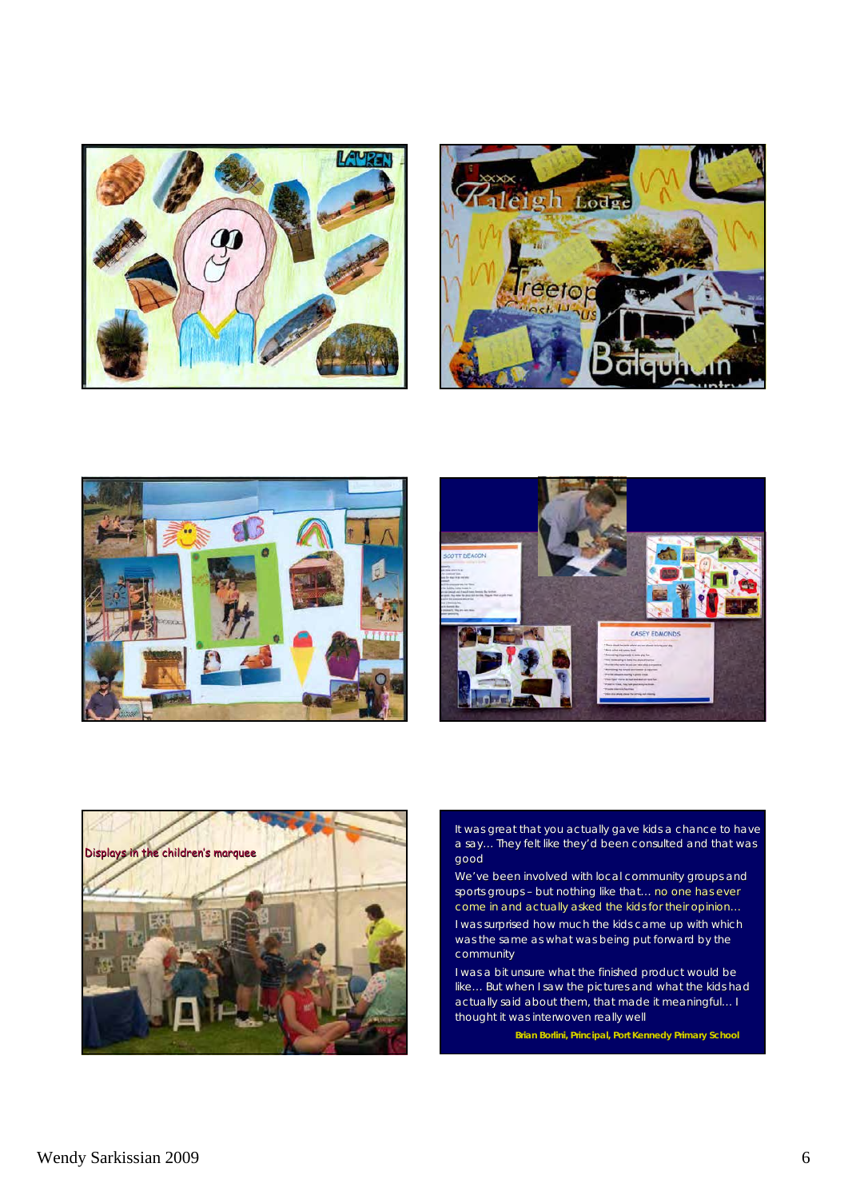Displays in the children's marquee

It was great that you actually gave kids a chance to have a say… They felt like they'd been consulted and that was good

We've been involved with local community groups and sports groups – but nothing like that… no one has ever come in and actually asked the kids for their opinion…

I was surprised how much the kids came up with which was the same as what was being put forward by the community

I was a bit unsure what the finished product would be like… But when I saw the pictures and what the kids had actually said about them, that made it meaningful… I thought it was interwoven really well

**Brian Borlini, Principal, Port Kennedy Primary School**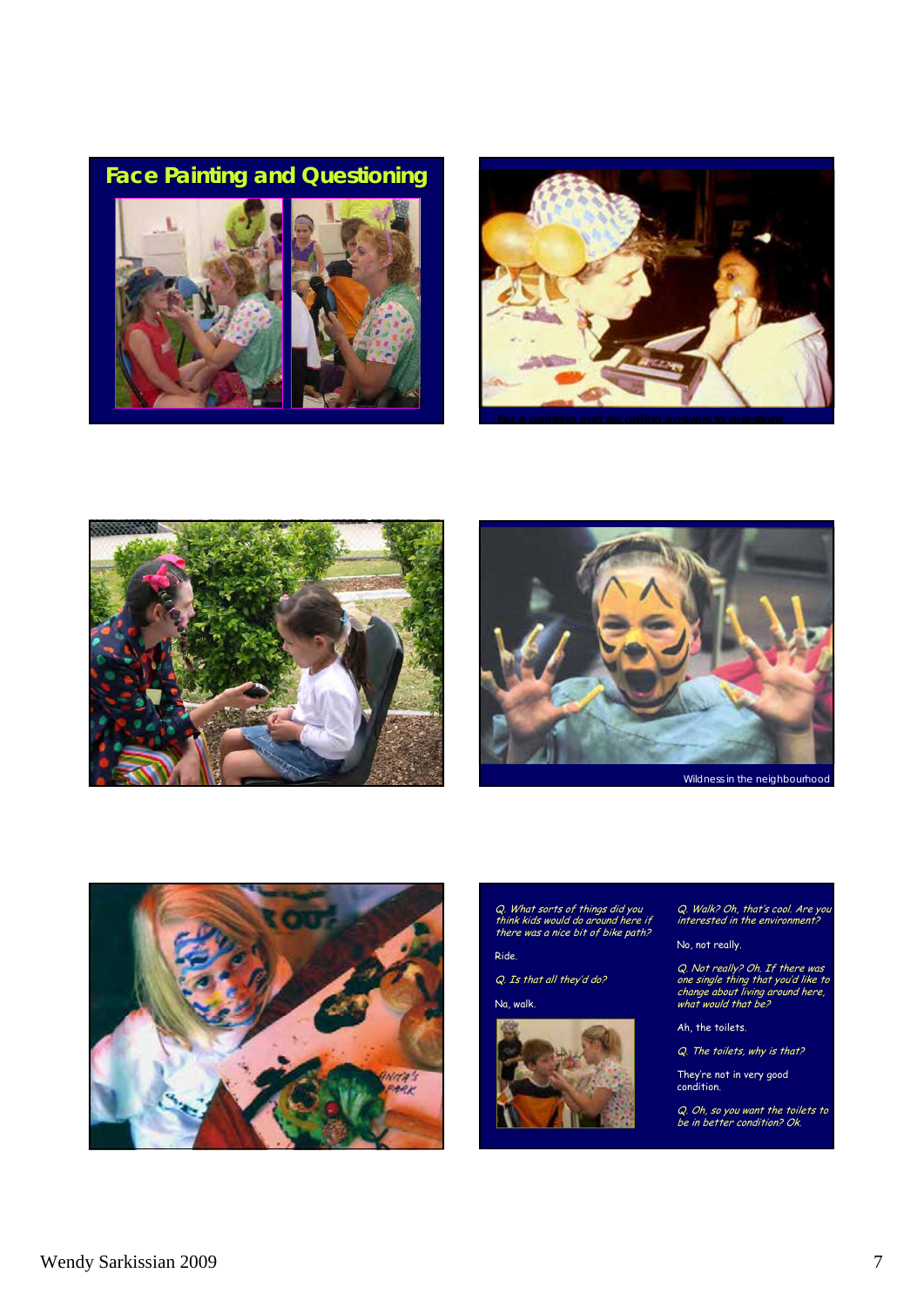## Face Painting and Questioning

Face painting and recording answers to questions

Wildness in the neighbourhood

*Q. What sorts of things did you think kids would do around here if there was a nice bit of bike path?*

Ride.

*Q. Is that all they'd do?*

Na, walk.

*Q. Walk? Oh, that's cool. Are you interested in the environment?*

No, not really.

*Q. Not really? Oh. If there was one single thing that you'd like to change about living around here, what would that be?*

Ah, the toilets.

*Q. The toilets, why is that?*

They're not in very good condition.

*Q. Oh, so you want the toilets to be in better condition? Ok.*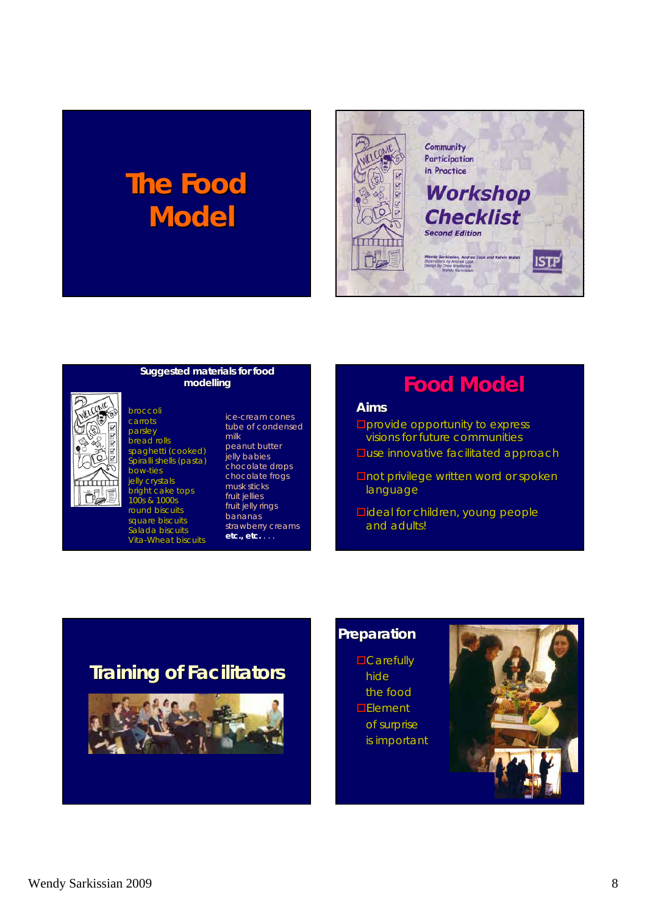# The Food Model

Community Participation in Practice

**Workshop Checklist**

Second Edition

Wendy Sarkissian, Andrea Cook and Kelvin Walsh

ISTP

## Suggested materials for food modelling

- broccoli
- carrots
- parsley
- bread rolls
- spaghetti (cooked)
- Spiralli shells (pasta)
- bow-ties
- jelly crystals
- bright cake tops
- 100s & 1000s
- round biscuits
- square biscuits
- Salada biscuits
- Vita-Wheat biscuits
- ice-cream cones
- tube of condensed milk
- peanut butter
- jelly babies
- chocolate drops
- chocolate frogs
- musk sticks
- fruit jellies
- fruit jelly rings
- bananas
- strawberry creams
- **etc., etc. . . .**

## Food Model

### Aims

- provide opportunity to express visions for future communities
- use innovative facilitated approach
- not privilege written word or spoken language
- ideal for children, young people and adults!

## Training of Facilitators

## Preparation

- Carefully hide the food
- Element of surprise is important

Wendy Sarkissian 2009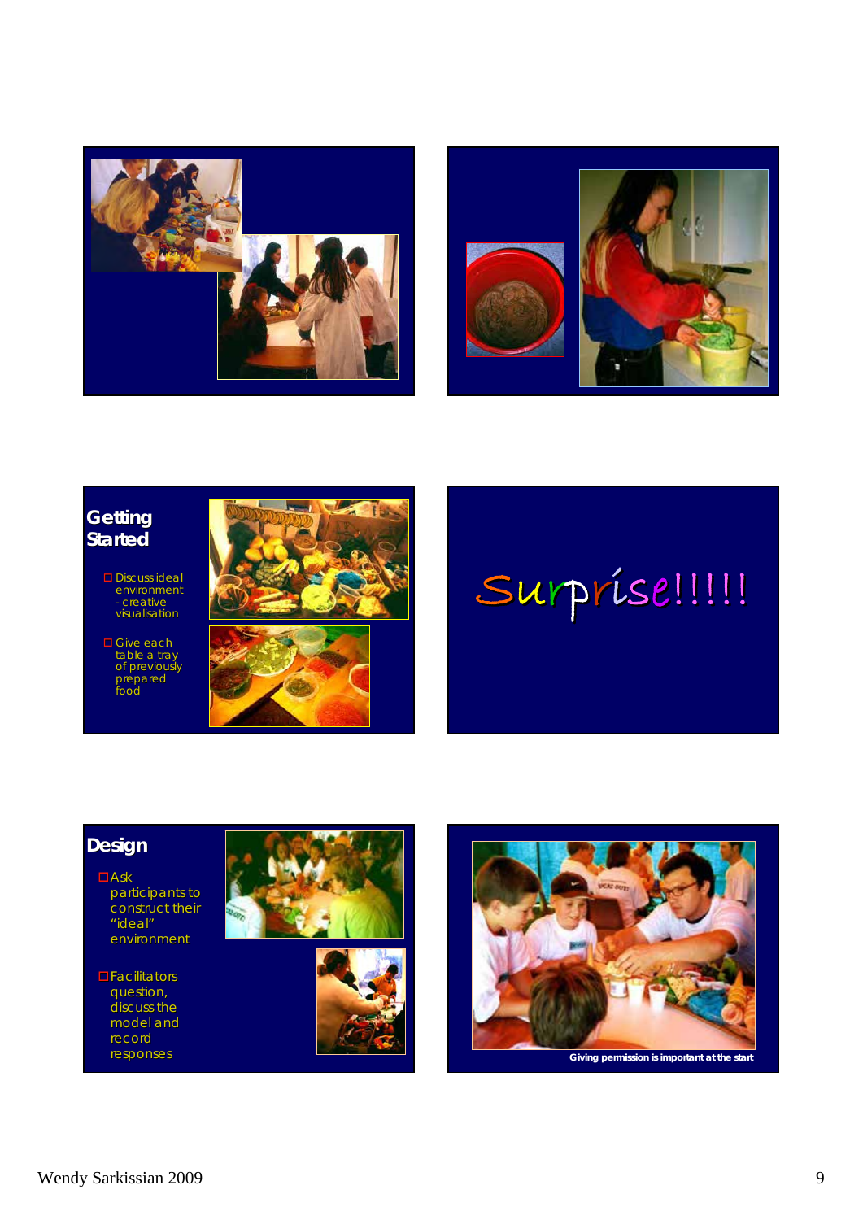## Getting Started

- Discuss ideal environment - creative visualisation
- Give each table a tray of previously prepared food

Surprise!!!!!

## Design

- Ask participants to construct their "ideal" environment
- Facilitators question, discuss the model and record responses

Giving permission is important at the start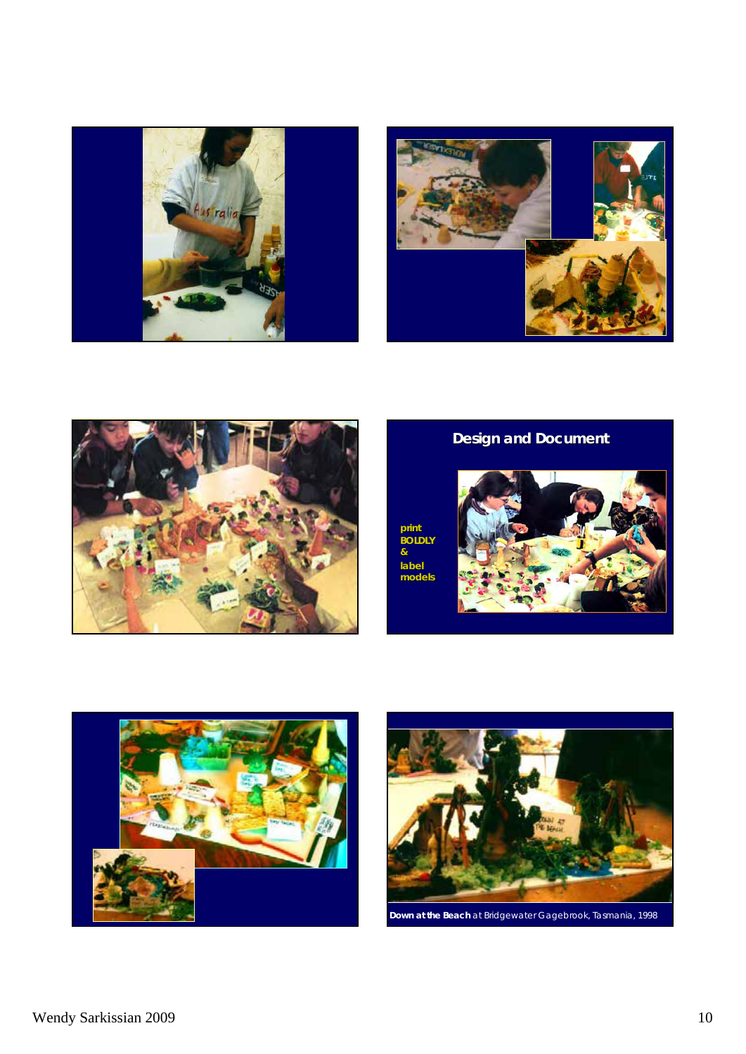## Design and Document

print
BOLDLY
&
label
models

**Down at the Beach** at Bridgewater Gagebrook, Tasmania, 1998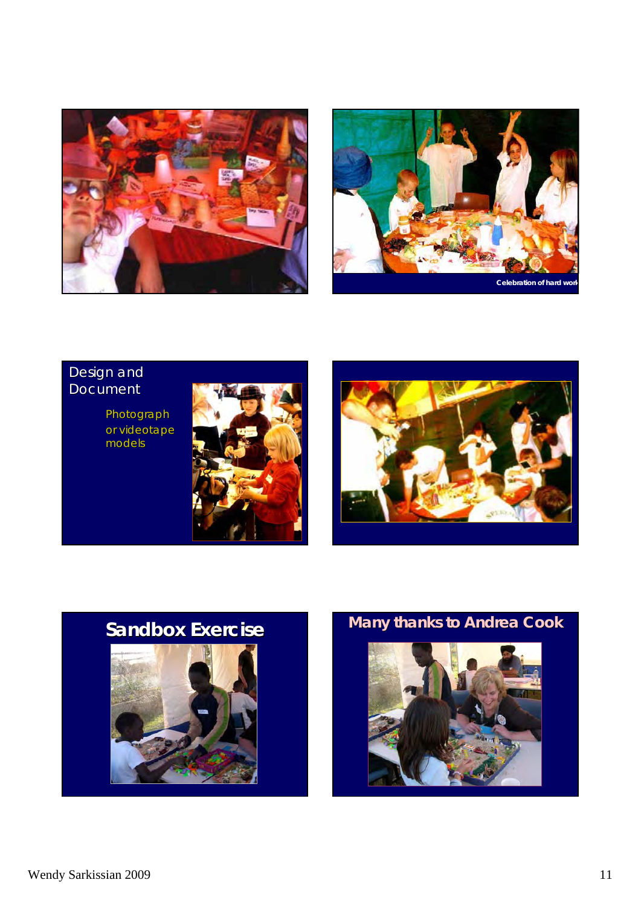Celebration of hard work

Design and Document

Photograph or videotape models

## Sandbox Exercise

## Many thanks to Andrea Cook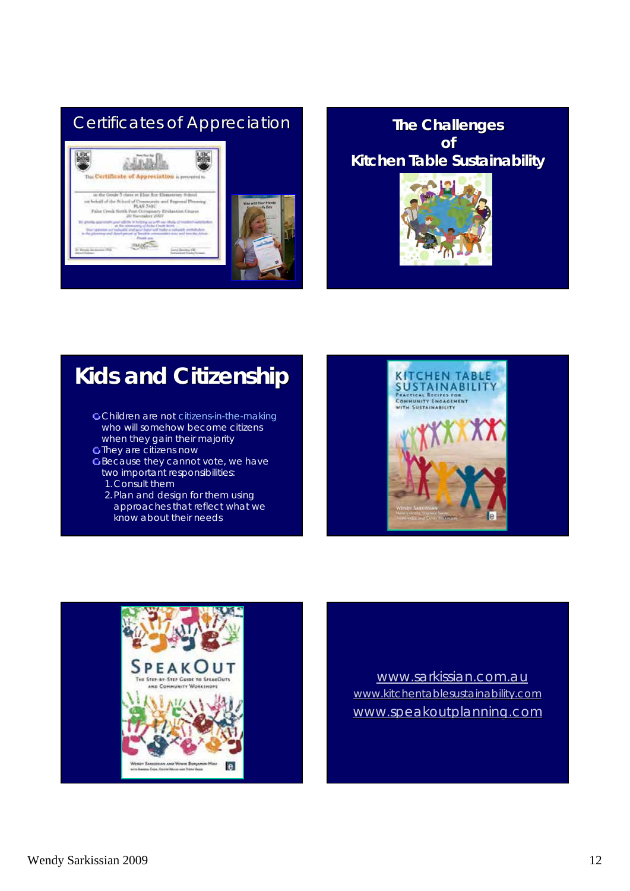## Certificates of Appreciation

## The Challenges of Kitchen Table Sustainability

## Kids and Citizenship

- Children are not citizens-in-the-making who will somehow become citizens when they gain their majority
- They are citizens now
- Because they cannot vote, we have two important responsibilities:
  1. Consult them
  2. Plan and design for them using approaches that reflect what we know about their needs

www.sarkissian.com.au

www.kitchentablesustainability.com

www.speakoutplanning.com